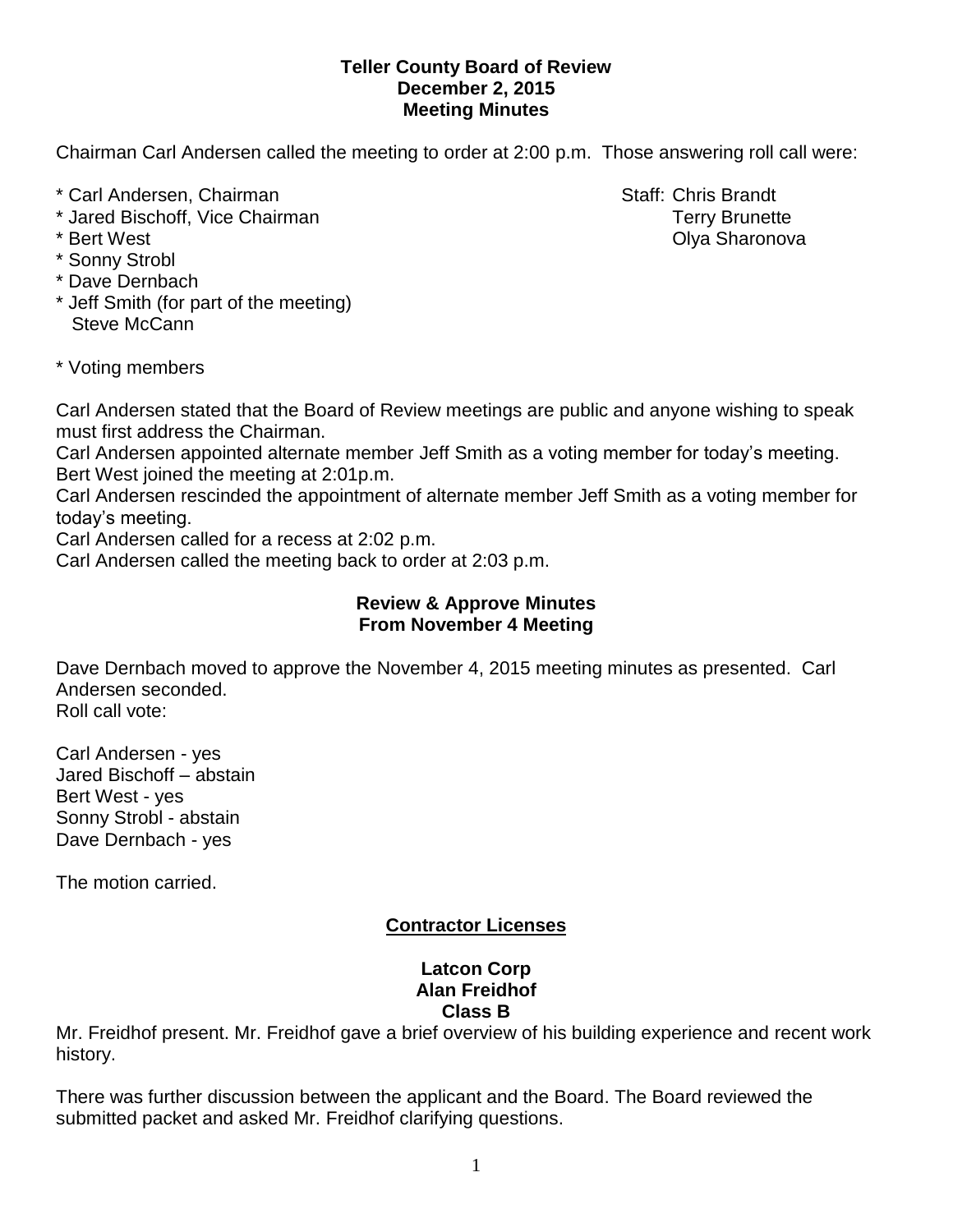**Teller County Board of Review**
**December 2, 2015**
**Meeting Minutes**

Chairman Carl Andersen called the meeting to order at 2:00 p.m. Those answering roll call were:

\* Carl Andersen, Chairman
\* Jared Bischoff, Vice Chairman
\* Bert West
\* Sonny Strobl
\* Dave Dernbach
\* Jeff Smith (for part of the meeting)
Steve McCann

Staff: Chris Brandt
Terry Brunette
Olya Sharonova

\* Voting members

Carl Andersen stated that the Board of Review meetings are public and anyone wishing to speak must first address the Chairman.
Carl Andersen appointed alternate member Jeff Smith as a voting member for today's meeting.
Bert West joined the meeting at 2:01p.m.
Carl Andersen rescinded the appointment of alternate member Jeff Smith as a voting member for today's meeting.
Carl Andersen called for a recess at 2:02 p.m.
Carl Andersen called the meeting back to order at 2:03 p.m.

**Review & Approve Minutes**
**From November 4 Meeting**

Dave Dernbach moved to approve the November 4, 2015 meeting minutes as presented. Carl Andersen seconded.
Roll call vote:

Carl Andersen - yes
Jared Bischoff – abstain
Bert West - yes
Sonny Strobl - abstain
Dave Dernbach - yes

The motion carried.

## Contractor Licenses

**Latcon Corp**
**Alan Freidhof**
**Class B**

Mr. Freidhof present. Mr. Freidhof gave a brief overview of his building experience and recent work history.

There was further discussion between the applicant and the Board. The Board reviewed the submitted packet and asked Mr. Freidhof clarifying questions.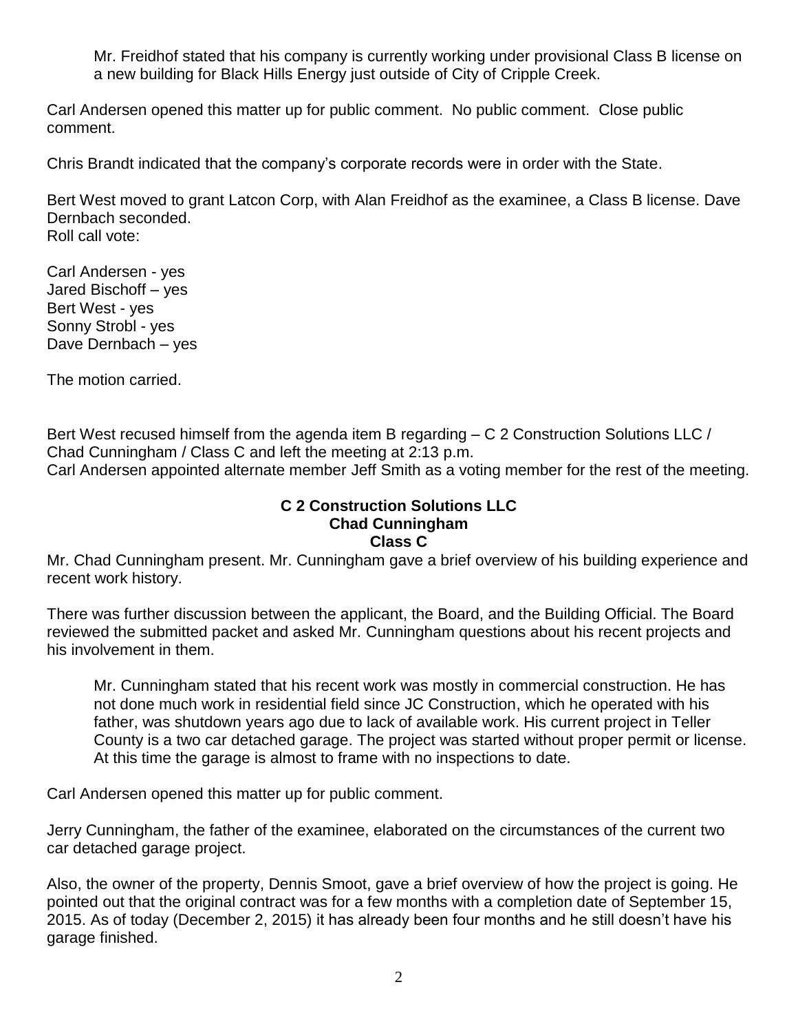Mr. Freidhof stated that his company is currently working under provisional Class B license on a new building for Black Hills Energy just outside of City of Cripple Creek.

Carl Andersen opened this matter up for public comment. No public comment. Close public comment.

Chris Brandt indicated that the company's corporate records were in order with the State.

Bert West moved to grant Latcon Corp, with Alan Freidhof as the examinee, a Class B license. Dave Dernbach seconded.
Roll call vote:

Carl Andersen - yes
Jared Bischoff – yes
Bert West - yes
Sonny Strobl - yes
Dave Dernbach – yes

The motion carried.

Bert West recused himself from the agenda item B regarding – C 2 Construction Solutions LLC / Chad Cunningham / Class C and left the meeting at 2:13 p.m.
Carl Andersen appointed alternate member Jeff Smith as a voting member for the rest of the meeting.

**C 2 Construction Solutions LLC**
**Chad Cunningham**
**Class C**

Mr. Chad Cunningham present. Mr. Cunningham gave a brief overview of his building experience and recent work history.

There was further discussion between the applicant, the Board, and the Building Official. The Board reviewed the submitted packet and asked Mr. Cunningham questions about his recent projects and his involvement in them.

> Mr. Cunningham stated that his recent work was mostly in commercial construction. He has not done much work in residential field since JC Construction, which he operated with his father, was shutdown years ago due to lack of available work. His current project in Teller County is a two car detached garage. The project was started without proper permit or license. At this time the garage is almost to frame with no inspections to date.

Carl Andersen opened this matter up for public comment.

Jerry Cunningham, the father of the examinee, elaborated on the circumstances of the current two car detached garage project.

Also, the owner of the property, Dennis Smoot, gave a brief overview of how the project is going. He pointed out that the original contract was for a few months with a completion date of September 15, 2015. As of today (December 2, 2015) it has already been four months and he still doesn't have his garage finished.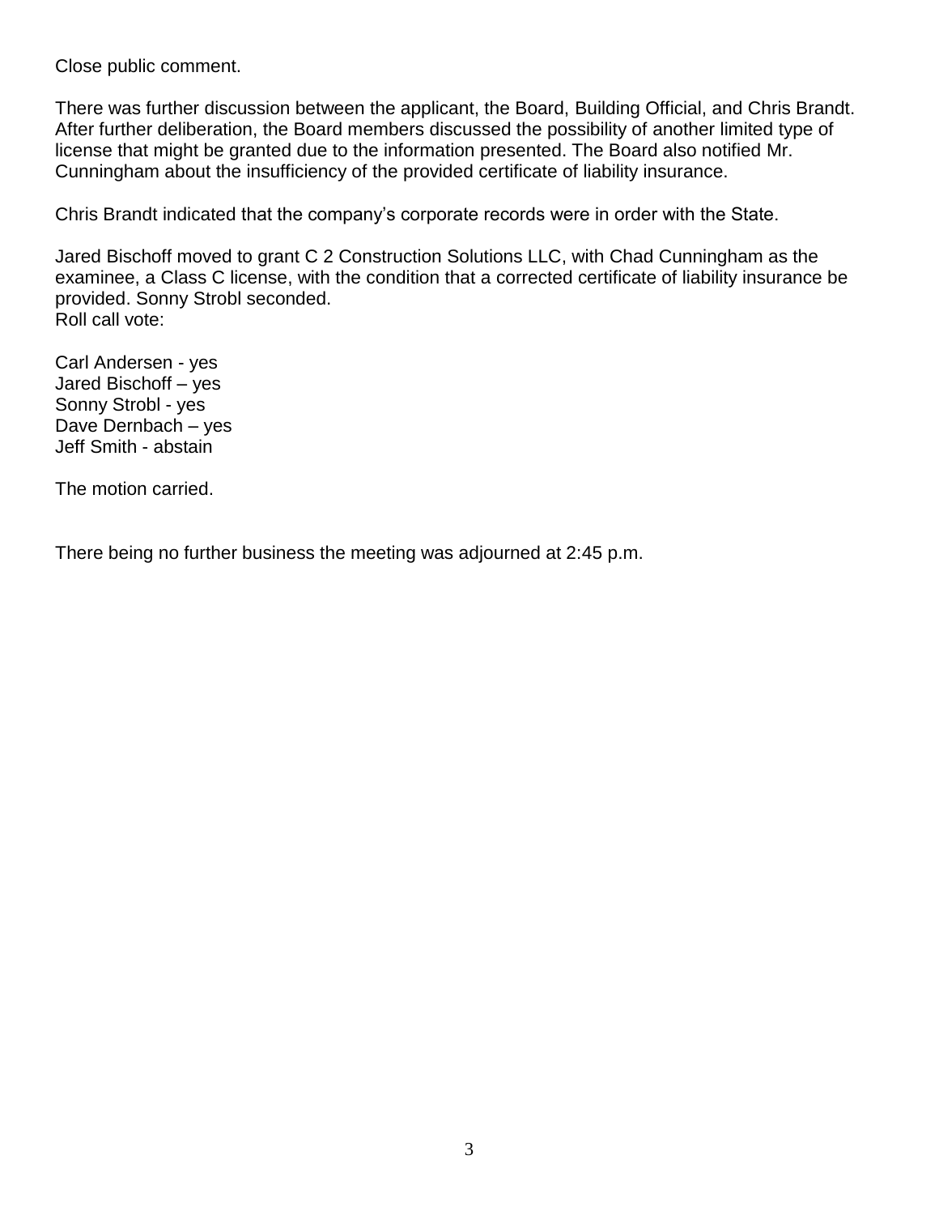Close public comment.

There was further discussion between the applicant, the Board, Building Official, and Chris Brandt. After further deliberation, the Board members discussed the possibility of another limited type of license that might be granted due to the information presented. The Board also notified Mr. Cunningham about the insufficiency of the provided certificate of liability insurance.

Chris Brandt indicated that the company's corporate records were in order with the State.

Jared Bischoff moved to grant C 2 Construction Solutions LLC, with Chad Cunningham as the examinee, a Class C license, with the condition that a corrected certificate of liability insurance be provided. Sonny Strobl seconded.
Roll call vote:

Carl Andersen - yes
Jared Bischoff – yes
Sonny Strobl - yes
Dave Dernbach – yes
Jeff Smith - abstain

The motion carried.

There being no further business the meeting was adjourned at 2:45 p.m.